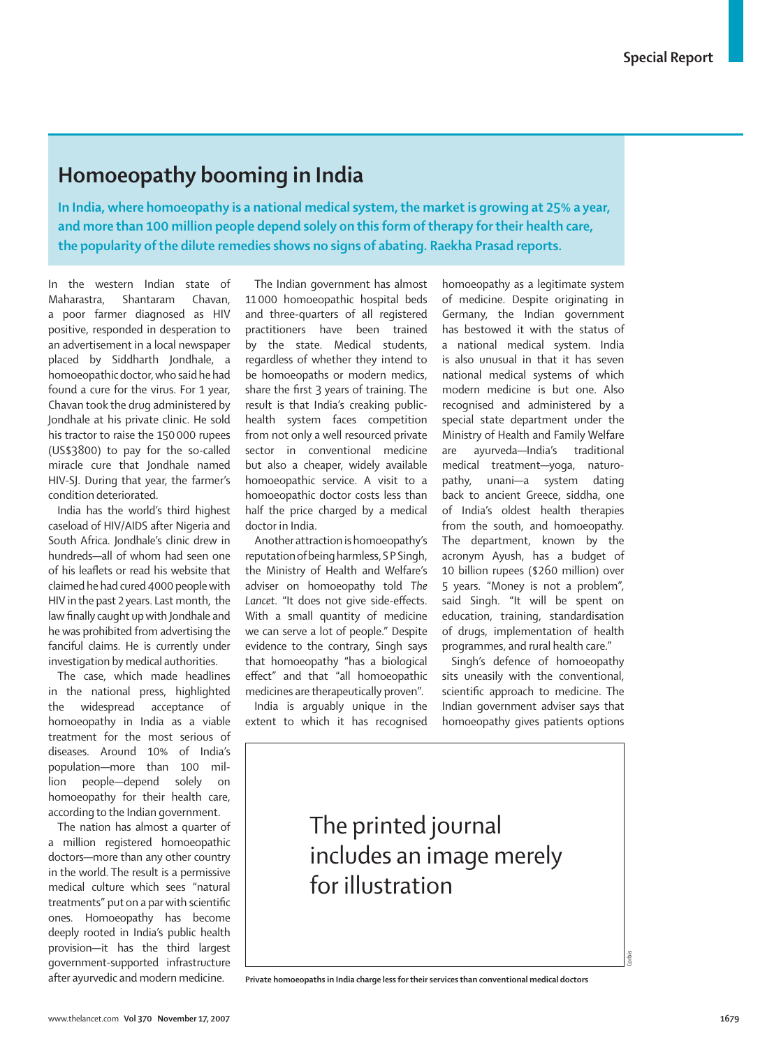# Homoeopathy booming in India

**In India, where homoeopathy is a national medical system, the market is growing at 25% a year, and more than 100 million people depend solely on this form of therapy for their health care, the popularity of the dilute remedies shows no signs of abating. Raekha Prasad reports.**

In the western Indian state of Maharastra, Shantaram Chavan, a poor farmer diagnosed as HIV positive, responded in desperation to an advertisement in a local newspaper placed by Siddharth Jondhale, a homoeopathic doctor, who said he had found a cure for the virus. For 1 year, Chavan took the drug administered by Jondhale at his private clinic. He sold his tractor to raise the 150 000 rupees (US$3800) to pay for the so-called miracle cure that Jondhale named HIV-SJ. During that year, the farmer's condition deteriorated.

India has the world's third highest caseload of HIV/AIDS after Nigeria and South Africa. Jondhale's clinic drew in hundreds—all of whom had seen one of his leaflets or read his website that claimed he had cured 4000 people with HIV in the past 2 years. Last month, the law finally caught up with Jondhale and he was prohibited from advertising the fanciful claims. He is currently under investigation by medical authorities.

The case, which made headlines in the national press, highlighted the widespread acceptance of homoeopathy in India as a viable treatment for the most serious of diseases. Around 10% of India's population—more than 100 million people—depend solely on homoeopathy for their health care, according to the Indian government.

The nation has almost a quarter of a million registered homoeopathic doctors—more than any other country in the world. The result is a permissive medical culture which sees "natural treatments" put on a par with scientific ones. Homoeopathy has become deeply rooted in India's public health provision—it has the third largest government-supported infrastructure after ayurvedic and modern medicine.

The Indian government has almost 11 000 homoeopathic hospital beds and three-quarters of all registered practitioners have been trained by the state. Medical students, regardless of whether they intend to be homoeopaths or modern medics, share the first 3 years of training. The result is that India's creaking public-health system faces competition from not only a well resourced private sector in conventional medicine but also a cheaper, widely available homoeopathic service. A visit to a homoeopathic doctor costs less than half the price charged by a medical doctor in India.

Another attraction is homoeopathy's reputation of being harmless, S P Singh, the Ministry of Health and Welfare's adviser on homoeopathy told *The Lancet*. "It does not give side-effects. With a small quantity of medicine we can serve a lot of people." Despite evidence to the contrary, Singh says that homoeopathy "has a biological effect" and that "all homoeopathic medicines are therapeutically proven".

India is arguably unique in the extent to which it has recognised homoeopathy as a legitimate system of medicine. Despite originating in Germany, the Indian government has bestowed it with the status of a national medical system. India is also unusual in that it has seven national medical systems of which modern medicine is but one. Also recognised and administered by a special state department under the Ministry of Health and Family Welfare are ayurveda—India's traditional medical treatment—yoga, naturopathy, unani—a system dating back to ancient Greece, siddha, one of India's oldest health therapies from the south, and homoeopathy. The department, known by the acronym Ayush, has a budget of 10 billion rupees ($260 million) over 5 years. "Money is not a problem", said Singh. "It will be spent on education, training, standardisation of drugs, implementation of health programmes, and rural health care."

Singh's defence of homoeopathy sits uneasily with the conventional, scientific approach to medicine. The Indian government adviser says that homoeopathy gives patients options

The printed journal includes an image merely for illustration

**Private homoeopaths in India charge less for their services than conventional medical doctors**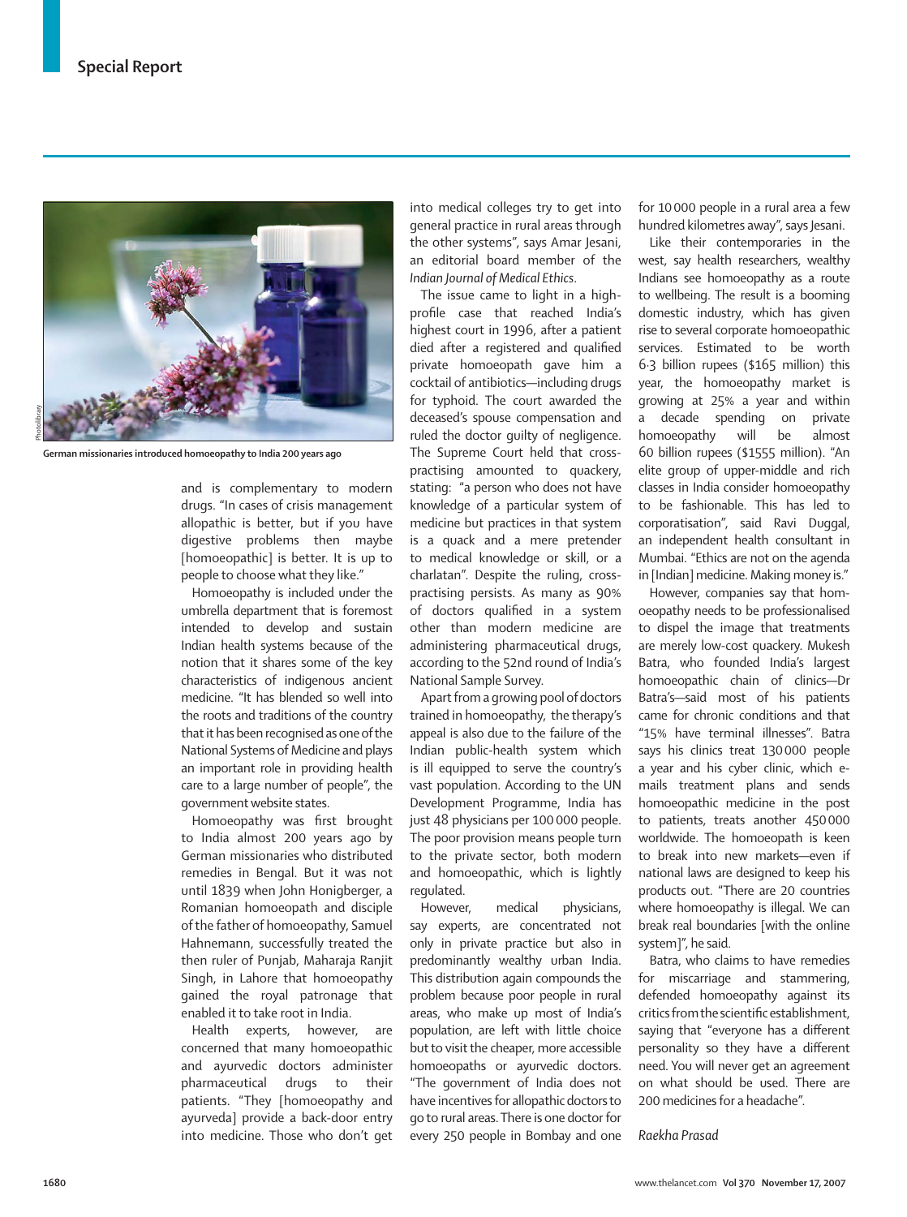German missionaries introduced homoeopathy to India 200 years ago

and is complementary to modern drugs. "In cases of crisis management allopathic is better, but if you have digestive problems then maybe [homoeopathic] is better. It is up to people to choose what they like."

Homoeopathy is included under the umbrella department that is foremost intended to develop and sustain Indian health systems because of the notion that it shares some of the key characteristics of indigenous ancient medicine. "It has blended so well into the roots and traditions of the country that it has been recognised as one of the National Systems of Medicine and plays an important role in providing health care to a large number of people", the government website states.

Homoeopathy was first brought to India almost 200 years ago by German missionaries who distributed remedies in Bengal. But it was not until 1839 when John Honigberger, a Romanian homoeopath and disciple of the father of homoeopathy, Samuel Hahnemann, successfully treated the then ruler of Punjab, Maharaja Ranjit Singh, in Lahore that homoeopathy gained the royal patronage that enabled it to take root in India.

Health experts, however, are concerned that many homoeopathic and ayurvedic doctors administer pharmaceutical drugs to their patients. "They [homoeopathy and ayurveda] provide a back-door entry into medicine. Those who don't get into medical colleges try to get into general practice in rural areas through the other systems", says Amar Jesani, an editorial board member of the *Indian Journal of Medical Ethics*.

The issue came to light in a high-profile case that reached India's highest court in 1996, after a patient died after a registered and qualified private homoeopath gave him a cocktail of antibiotics—including drugs for typhoid. The court awarded the deceased's spouse compensation and ruled the doctor guilty of negligence. The Supreme Court held that cross-practising amounted to quackery, stating: "a person who does not have knowledge of a particular system of medicine but practices in that system is a quack and a mere pretender to medical knowledge or skill, or a charlatan". Despite the ruling, cross-practising persists. As many as 90% of doctors qualified in a system other than modern medicine are administering pharmaceutical drugs, according to the 52nd round of India's National Sample Survey.

Apart from a growing pool of doctors trained in homoeopathy, the therapy's appeal is also due to the failure of the Indian public-health system which is ill equipped to serve the country's vast population. According to the UN Development Programme, India has just 48 physicians per 100 000 people. The poor provision means people turn to the private sector, both modern and homoeopathic, which is lightly regulated.

However, medical physicians, say experts, are concentrated not only in private practice but also in predominantly wealthy urban India. This distribution again compounds the problem because poor people in rural areas, who make up most of India's population, are left with little choice but to visit the cheaper, more accessible homoeopaths or ayurvedic doctors. "The government of India does not have incentives for allopathic doctors to go to rural areas. There is one doctor for every 250 people in Bombay and one for 10 000 people in a rural area a few hundred kilometres away", says Jesani.

Like their contemporaries in the west, say health researchers, wealthy Indians see homoeopathy as a route to wellbeing. The result is a booming domestic industry, which has given rise to several corporate homoeopathic services. Estimated to be worth 6·3 billion rupees ($165 million) this year, the homoeopathy market is growing at 25% a year and within a decade spending on private homoeopathy will be almost 60 billion rupees ($1555 million). "An elite group of upper-middle and rich classes in India consider homoeopathy to be fashionable. This has led to corporatisation", said Ravi Duggal, an independent health consultant in Mumbai. "Ethics are not on the agenda in [Indian] medicine. Making money is."

However, companies say that homoeopathy needs to be professionalised to dispel the image that treatments are merely low-cost quackery. Mukesh Batra, who founded India's largest homoeopathic chain of clinics—Dr Batra's—said most of his patients came for chronic conditions and that "15% have terminal illnesses". Batra says his clinics treat 130 000 people a year and his cyber clinic, which e-mails treatment plans and sends homoeopathic medicine in the post to patients, treats another 450 000 worldwide. The homoeopath is keen to break into new markets—even if national laws are designed to keep his products out. "There are 20 countries where homoeopathy is illegal. We can break real boundaries [with the online system]", he said.

Batra, who claims to have remedies for miscarriage and stammering, defended homoeopathy against its critics from the scientific establishment, saying that "everyone has a different personality so they have a different need. You will never get an agreement on what should be used. There are 200 medicines for a headache".

*Raekha Prasad*